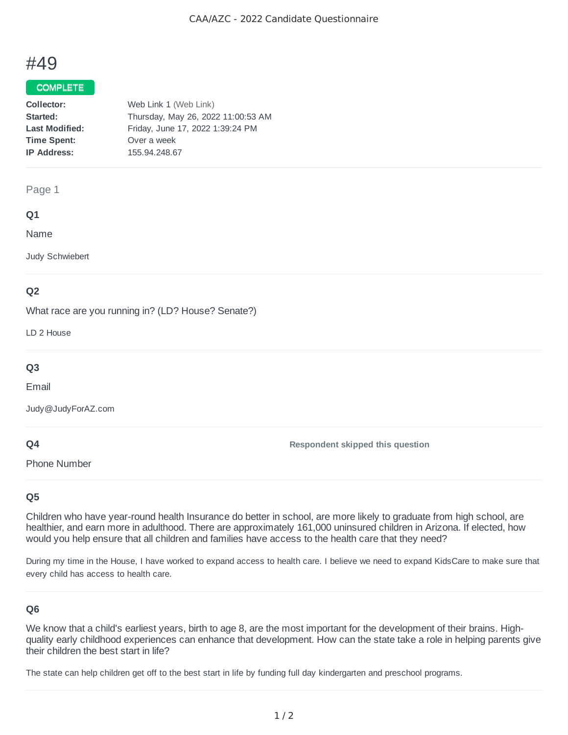# #49

**COMPLETE**

**Collector:** Web Link 1 (Web Link)
**Started:** Thursday, May 26, 2022 11:00:53 AM
**Last Modified:** Friday, June 17, 2022 1:39:24 PM
**Time Spent:** Over a week
**IP Address:** 155.94.248.67

---

Page 1

### Q1

Name

Judy Schwiebert

### Q2

What race are you running in? (LD? House? Senate?)

LD 2 House

### Q3

Email

Judy@JudyForAZ.com

### Q4

Phone Number

**Respondent skipped this question**

### Q5

Children who have year-round health Insurance do better in school, are more likely to graduate from high school, are healthier, and earn more in adulthood. There are approximately 161,000 uninsured children in Arizona. If elected, how would you help ensure that all children and families have access to the health care that they need?

During my time in the House, I have worked to expand access to health care. I believe we need to expand KidsCare to make sure that every child has access to health care.

### Q6

We know that a child's earliest years, birth to age 8, are the most important for the development of their brains. High-quality early childhood experiences can enhance that development. How can the state take a role in helping parents give their children the best start in life?

The state can help children get off to the best start in life by funding full day kindergarten and preschool programs.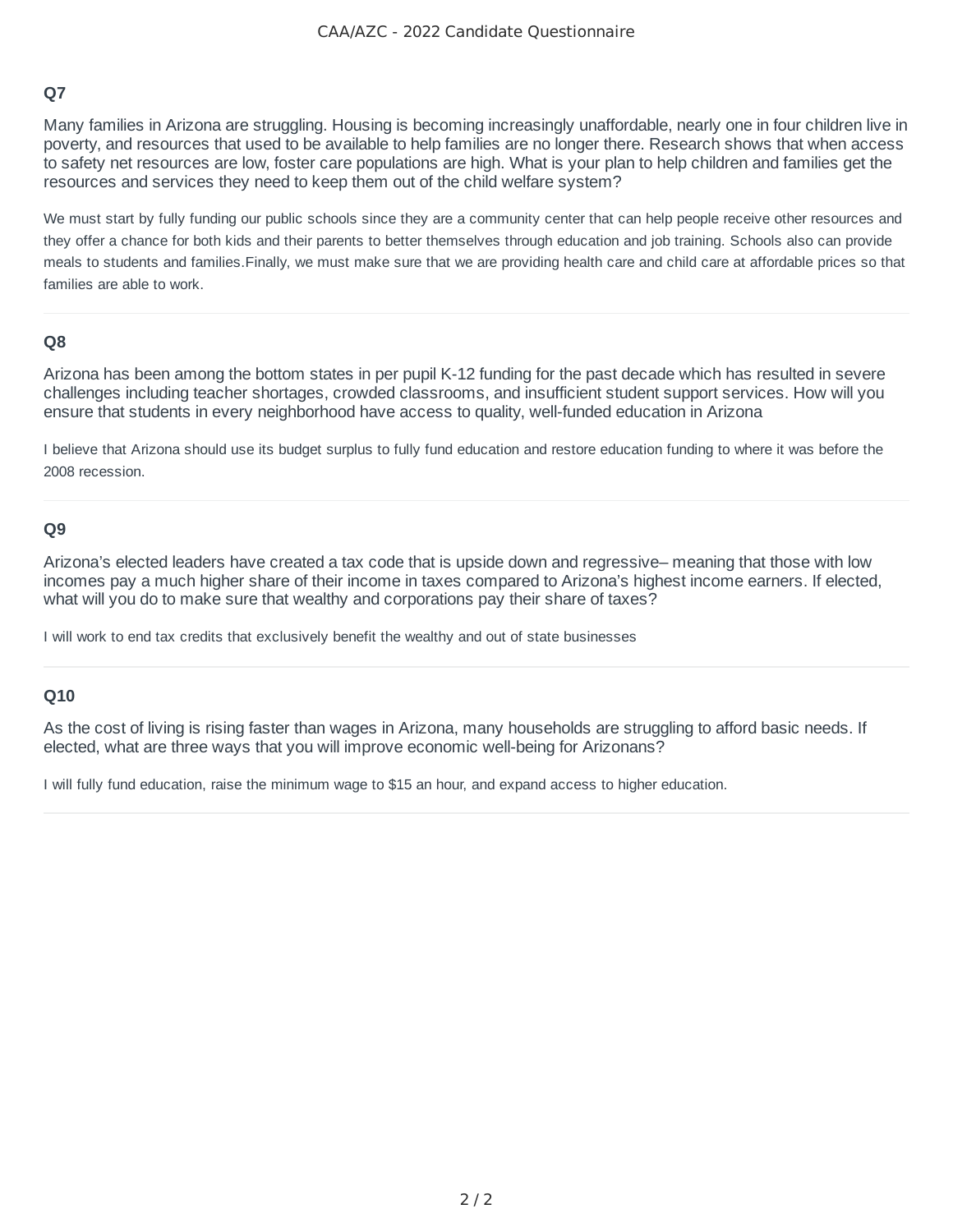**Q7**

Many families in Arizona are struggling. Housing is becoming increasingly unaffordable, nearly one in four children live in poverty, and resources that used to be available to help families are no longer there. Research shows that when access to safety net resources are low, foster care populations are high. What is your plan to help children and families get the resources and services they need to keep them out of the child welfare system?

We must start by fully funding our public schools since they are a community center that can help people receive other resources and they offer a chance for both kids and their parents to better themselves through education and job training. Schools also can provide meals to students and families.Finally, we must make sure that we are providing health care and child care at affordable prices so that families are able to work.

---

**Q8**

Arizona has been among the bottom states in per pupil K-12 funding for the past decade which has resulted in severe challenges including teacher shortages, crowded classrooms, and insufficient student support services. How will you ensure that students in every neighborhood have access to quality, well-funded education in Arizona

I believe that Arizona should use its budget surplus to fully fund education and restore education funding to where it was before the 2008 recession.

---

**Q9**

Arizona's elected leaders have created a tax code that is upside down and regressive– meaning that those with low incomes pay a much higher share of their income in taxes compared to Arizona's highest income earners. If elected, what will you do to make sure that wealthy and corporations pay their share of taxes?

I will work to end tax credits that exclusively benefit the wealthy and out of state businesses

---

**Q10**

As the cost of living is rising faster than wages in Arizona, many households are struggling to afford basic needs. If elected, what are three ways that you will improve economic well-being for Arizonans?

I will fully fund education, raise the minimum wage to $15 an hour, and expand access to higher education.

---